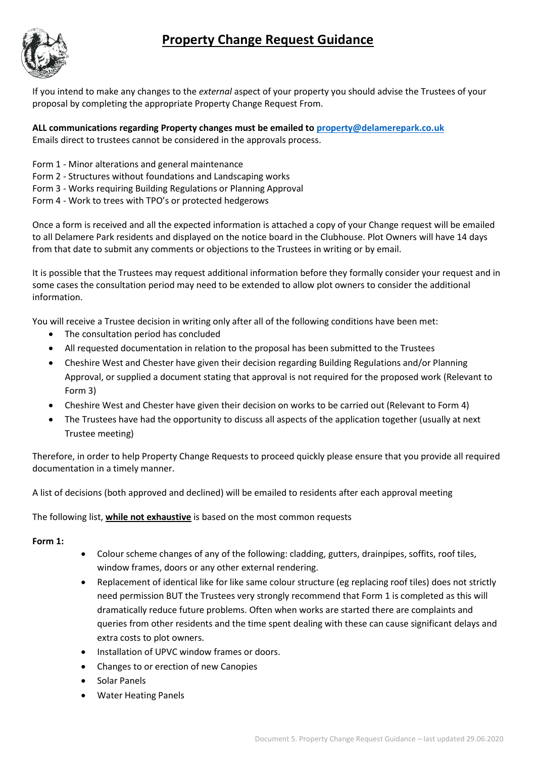# Property Change Request Guidance

If you intend to make any changes to the *external* aspect of your property you should advise the Trustees of your proposal by completing the appropriate Property Change Request From.

**ALL communications regarding Property changes must be emailed to [property@delamerepark.co.uk](mailto:property@delamerepark.co.uk)**
Emails direct to trustees cannot be considered in the approvals process.

Form 1 - Minor alterations and general maintenance
Form 2 - Structures without foundations and Landscaping works
Form 3 - Works requiring Building Regulations or Planning Approval
Form 4 - Work to trees with TPO's or protected hedgerows

Once a form is received and all the expected information is attached a copy of your Change request will be emailed to all Delamere Park residents and displayed on the notice board in the Clubhouse. Plot Owners will have 14 days from that date to submit any comments or objections to the Trustees in writing or by email.

It is possible that the Trustees may request additional information before they formally consider your request and in some cases the consultation period may need to be extended to allow plot owners to consider the additional information.

You will receive a Trustee decision in writing only after all of the following conditions have been met:

- The consultation period has concluded
- All requested documentation in relation to the proposal has been submitted to the Trustees
- Cheshire West and Chester have given their decision regarding Building Regulations and/or Planning Approval, or supplied a document stating that approval is not required for the proposed work (Relevant to Form 3)
- Cheshire West and Chester have given their decision on works to be carried out (Relevant to Form 4)
- The Trustees have had the opportunity to discuss all aspects of the application together (usually at next Trustee meeting)

Therefore, in order to help Property Change Requests to proceed quickly please ensure that you provide all required documentation in a timely manner.

A list of decisions (both approved and declined) will be emailed to residents after each approval meeting

The following list, <u>**while not exhaustive**</u> is based on the most common requests

**Form 1:**

- Colour scheme changes of any of the following: cladding, gutters, drainpipes, soffits, roof tiles, window frames, doors or any other external rendering.
- Replacement of identical like for like same colour structure (eg replacing roof tiles) does not strictly need permission BUT the Trustees very strongly recommend that Form 1 is completed as this will dramatically reduce future problems. Often when works are started there are complaints and queries from other residents and the time spent dealing with these can cause significant delays and extra costs to plot owners.
- Installation of UPVC window frames or doors.
- Changes to or erection of new Canopies
- Solar Panels
- Water Heating Panels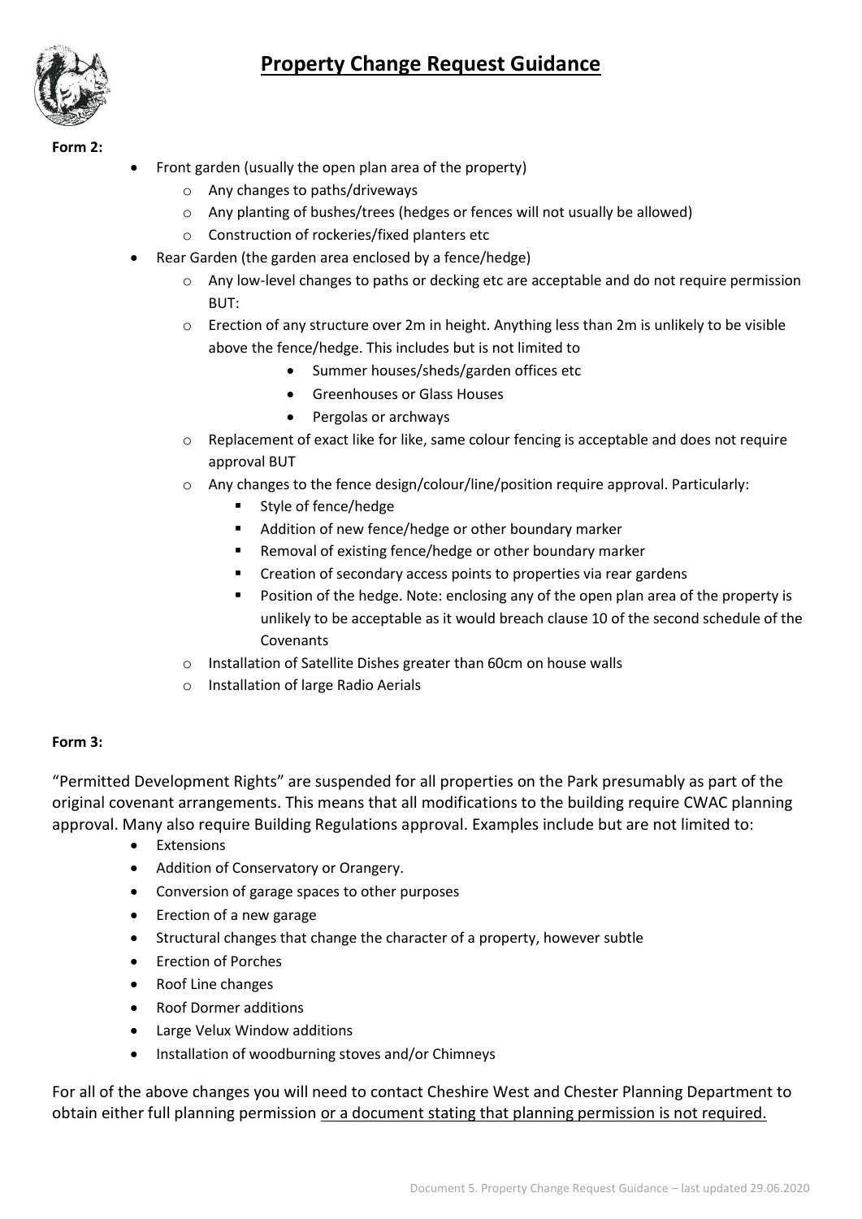# Property Change Request Guidance

**Form 2:**

- Front garden (usually the open plan area of the property)
  - Any changes to paths/driveways
  - Any planting of bushes/trees (hedges or fences will not usually be allowed)
  - Construction of rockeries/fixed planters etc
- Rear Garden (the garden area enclosed by a fence/hedge)
  - Any low-level changes to paths or decking etc are acceptable and do not require permission BUT:
  - Erection of any structure over 2m in height. Anything less than 2m is unlikely to be visible above the fence/hedge. This includes but is not limited to
    - Summer houses/sheds/garden offices etc
    - Greenhouses or Glass Houses
    - Pergolas or archways
  - Replacement of exact like for like, same colour fencing is acceptable and does not require approval BUT
  - Any changes to the fence design/colour/line/position require approval. Particularly:
    - Style of fence/hedge
    - Addition of new fence/hedge or other boundary marker
    - Removal of existing fence/hedge or other boundary marker
    - Creation of secondary access points to properties via rear gardens
    - Position of the hedge. Note: enclosing any of the open plan area of the property is unlikely to be acceptable as it would breach clause 10 of the second schedule of the Covenants
  - Installation of Satellite Dishes greater than 60cm on house walls
  - Installation of large Radio Aerials

**Form 3:**

"Permitted Development Rights" are suspended for all properties on the Park presumably as part of the original covenant arrangements. This means that all modifications to the building require CWAC planning approval. Many also require Building Regulations approval. Examples include but are not limited to:

- Extensions
- Addition of Conservatory or Orangery.
- Conversion of garage spaces to other purposes
- Erection of a new garage
- Structural changes that change the character of a property, however subtle
- Erection of Porches
- Roof Line changes
- Roof Dormer additions
- Large Velux Window additions
- Installation of woodburning stoves and/or Chimneys

For all of the above changes you will need to contact Cheshire West and Chester Planning Department to obtain either full planning permission <u>or a document stating that planning permission is not required.</u>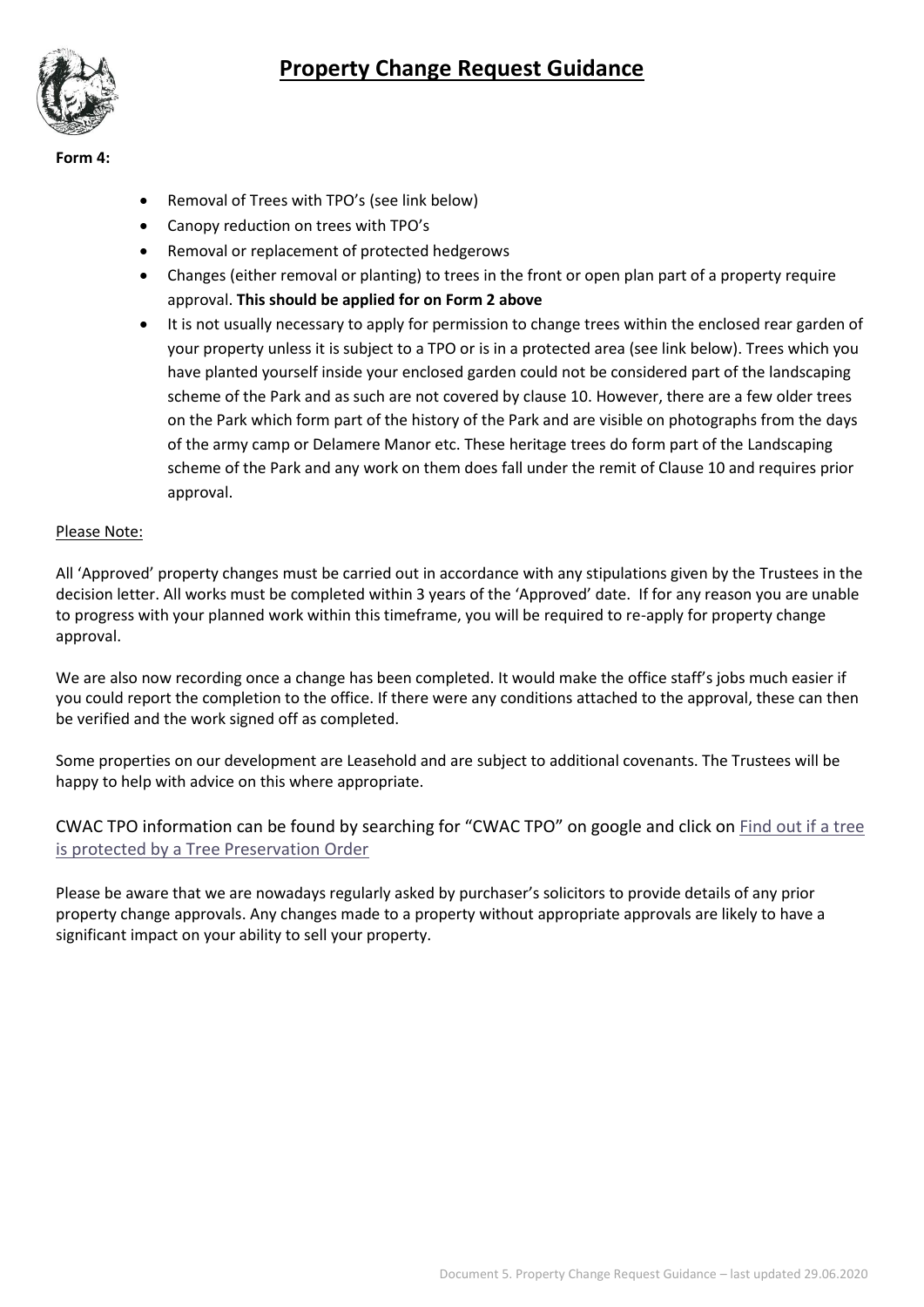# Property Change Request Guidance

**Form 4:**

- Removal of Trees with TPO's (see link below)
- Canopy reduction on trees with TPO's
- Removal or replacement of protected hedgerows
- Changes (either removal or planting) to trees in the front or open plan part of a property require approval. **This should be applied for on Form 2 above**
- It is not usually necessary to apply for permission to change trees within the enclosed rear garden of your property unless it is subject to a TPO or is in a protected area (see link below). Trees which you have planted yourself inside your enclosed garden could not be considered part of the landscaping scheme of the Park and as such are not covered by clause 10. However, there are a few older trees on the Park which form part of the history of the Park and are visible on photographs from the days of the army camp or Delamere Manor etc. These heritage trees do form part of the Landscaping scheme of the Park and any work on them does fall under the remit of Clause 10 and requires prior approval.

Please Note:

All 'Approved' property changes must be carried out in accordance with any stipulations given by the Trustees in the decision letter. All works must be completed within 3 years of the 'Approved' date. If for any reason you are unable to progress with your planned work within this timeframe, you will be required to re-apply for property change approval.

We are also now recording once a change has been completed. It would make the office staff's jobs much easier if you could report the completion to the office. If there were any conditions attached to the approval, these can then be verified and the work signed off as completed.

Some properties on our development are Leasehold and are subject to additional covenants. The Trustees will be happy to help with advice on this where appropriate.

CWAC TPO information can be found by searching for "CWAC TPO" on google and click on Find out if a tree is protected by a Tree Preservation Order

Please be aware that we are nowadays regularly asked by purchaser's solicitors to provide details of any prior property change approvals. Any changes made to a property without appropriate approvals are likely to have a significant impact on your ability to sell your property.